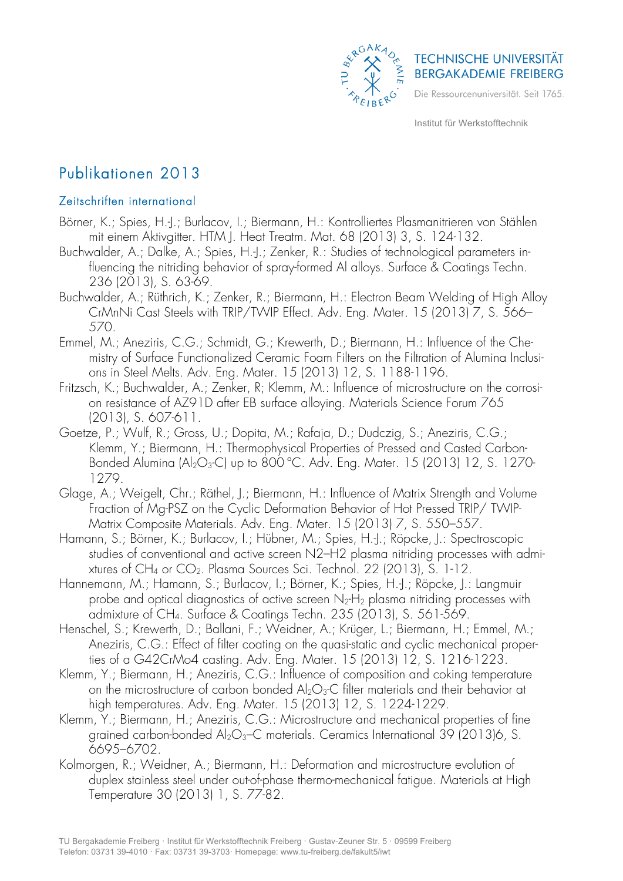# Publikationen 2013

## Zeitschriften international

Börner, K.; Spies, H.-J.; Burlacov, I.; Biermann, H.: Kontrolliertes Plasmanitrieren von Stählen mit einem Aktivgitter. HTM J. Heat Treatm. Mat. 68 (2013) 3, S. 124-132.

Buchwalder, A.; Dalke, A.; Spies, H.-J.; Zenker, R.: Studies of technological parameters influencing the nitriding behavior of spray-formed Al alloys. Surface & Coatings Techn. 236 (2013), S. 63-69.

Buchwalder, A.; Rüthrich, K.; Zenker, R.; Biermann, H.: Electron Beam Welding of High Alloy CrMnNi Cast Steels with TRIP/TWIP Effect. Adv. Eng. Mater. 15 (2013) 7, S. 566–570.

Emmel, M.; Aneziris, C.G.; Schmidt, G.; Krewerth, D.; Biermann, H.: Influence of the Chemistry of Surface Functionalized Ceramic Foam Filters on the Filtration of Alumina Inclusions in Steel Melts. Adv. Eng. Mater. 15 (2013) 12, S. 1188-1196.

Fritzsch, K.; Buchwalder, A.; Zenker, R; Klemm, M.: Influence of microstructure on the corrosion resistance of AZ91D after EB surface alloying. Materials Science Forum 765 (2013), S. 607-611.

Goetze, P.; Wulf, R.; Gross, U.; Dopita, M.; Rafaja, D.; Dudczig, S.; Aneziris, C.G.; Klemm, Y.; Biermann, H.: Thermophysical Properties of Pressed and Casted Carbon-Bonded Alumina ($Al_2O_3$-C) up to 800 °C. Adv. Eng. Mater. 15 (2013) 12, S. 1270-1279.

Glage, A.; Weigelt, Chr.; Räthel, J.; Biermann, H.: Influence of Matrix Strength and Volume Fraction of Mg-PSZ on the Cyclic Deformation Behavior of Hot Pressed TRIP/ TWIP-Matrix Composite Materials. Adv. Eng. Mater. 15 (2013) 7, S. 550–557.

Hamann, S.; Börner, K.; Burlacov, I.; Hübner, M.; Spies, H.-J.; Röpcke, J.: Spectroscopic studies of conventional and active screen N2–H2 plasma nitriding processes with admixtures of $CH_4$ or $CO_2$. Plasma Sources Sci. Technol. 22 (2013), S. 1-12.

Hannemann, M.; Hamann, S.; Burlacov, I.; Börner, K.; Spies, H.-J.; Röpcke, J.: Langmuir probe and optical diagnostics of active screen $N_2$-$H_2$ plasma nitriding processes with admixture of $CH_4$. Surface & Coatings Techn. 235 (2013), S. 561-569.

Henschel, S.; Krewerth, D.; Ballani, F.; Weidner, A.; Krüger, L.; Biermann, H.; Emmel, M.; Aneziris, C.G.: Effect of filter coating on the quasi-static and cyclic mechanical properties of a G42CrMo4 casting. Adv. Eng. Mater. 15 (2013) 12, S. 1216-1223.

Klemm, Y.; Biermann, H.; Aneziris, C.G.: Influence of composition and coking temperature on the microstructure of carbon bonded $Al_2O_3$-C filter materials and their behavior at high temperatures. Adv. Eng. Mater. 15 (2013) 12, S. 1224-1229.

Klemm, Y.; Biermann, H.; Aneziris, C.G.: Microstructure and mechanical properties of fine grained carbon-bonded $Al_2O_3$–C materials. Ceramics International 39 (2013)6, S. 6695–6702.

Kolmorgen, R.; Weidner, A.; Biermann, H.: Deformation and microstructure evolution of duplex stainless steel under out-of-phase thermo-mechanical fatigue. Materials at High Temperature 30 (2013) 1, S. 77-82.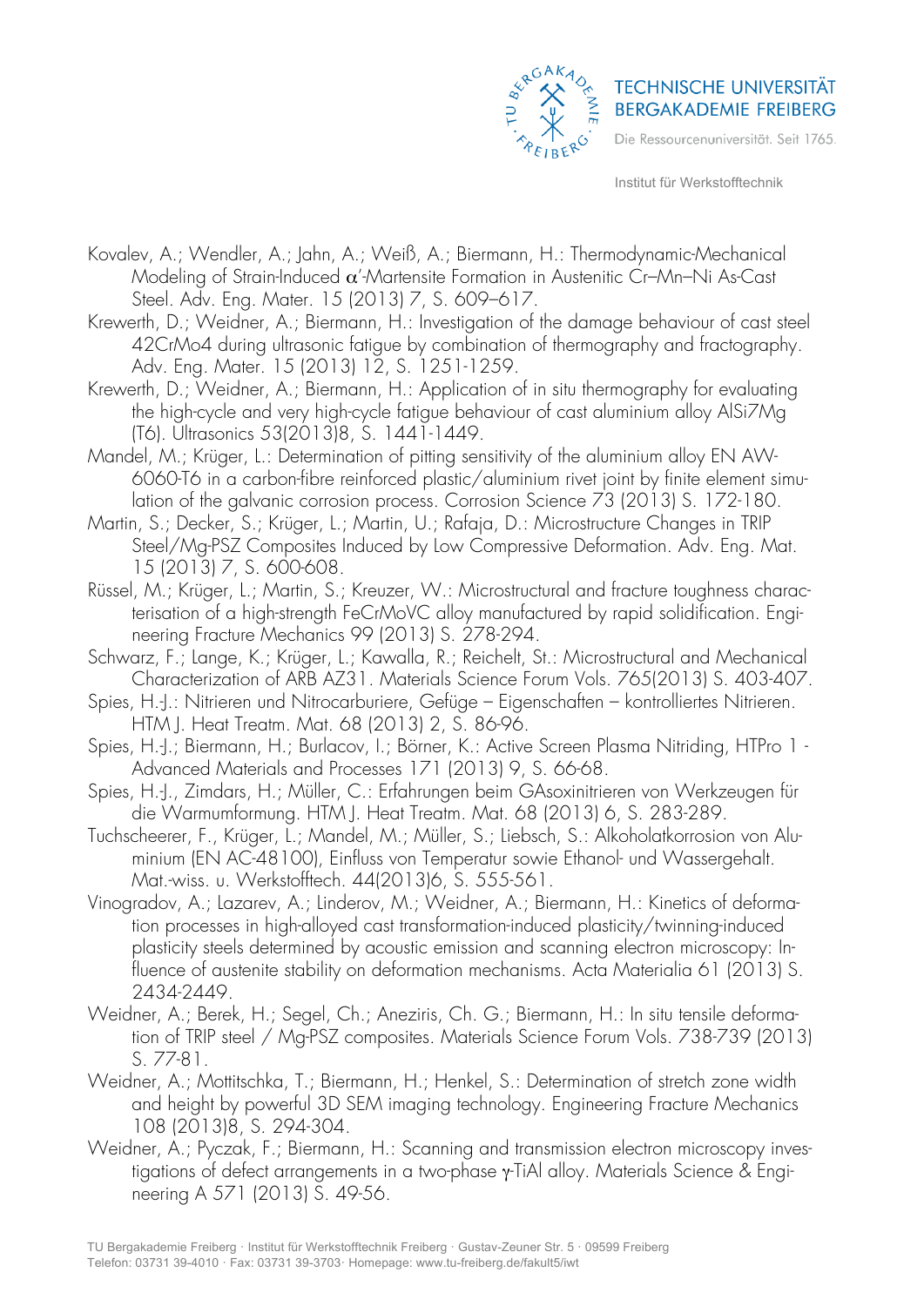Kovalev, A.; Wendler, A.; Jahn, A.; Weiß, A.; Biermann, H.: Thermodynamic-Mechanical Modeling of Strain-Induced $\alpha$'-Martensite Formation in Austenitic Cr–Mn–Ni As-Cast Steel. Adv. Eng. Mater. 15 (2013) 7, S. 609–617.

Krewerth, D.; Weidner, A.; Biermann, H.: Investigation of the damage behaviour of cast steel 42CrMo4 during ultrasonic fatigue by combination of thermography and fractography. Adv. Eng. Mater. 15 (2013) 12, S. 1251-1259.

Krewerth, D.; Weidner, A.; Biermann, H.: Application of in situ thermography for evaluating the high-cycle and very high-cycle fatigue behaviour of cast aluminium alloy AlSi7Mg (T6). Ultrasonics 53(2013)8, S. 1441-1449.

Mandel, M.; Krüger, L.: Determination of pitting sensitivity of the aluminium alloy EN AW-6060-T6 in a carbon-fibre reinforced plastic/aluminium rivet joint by finite element simulation of the galvanic corrosion process. Corrosion Science 73 (2013) S. 172-180.

Martin, S.; Decker, S.; Krüger, L.; Martin, U.; Rafaja, D.: Microstructure Changes in TRIP Steel/Mg-PSZ Composites Induced by Low Compressive Deformation. Adv. Eng. Mat. 15 (2013) 7, S. 600-608.

Rüssel, M.; Krüger, L.; Martin, S.; Kreuzer, W.: Microstructural and fracture toughness characterisation of a high-strength FeCrMoVC alloy manufactured by rapid solidification. Engineering Fracture Mechanics 99 (2013) S. 278-294.

Schwarz, F.; Lange, K.; Krüger, L.; Kawalla, R.; Reichelt, St.: Microstructural and Mechanical Characterization of ARB AZ31. Materials Science Forum Vols. 765(2013) S. 403-407.

Spies, H.-J.: Nitrieren und Nitrocarburiere, Gefüge – Eigenschaften – kontrolliertes Nitrieren. HTM J. Heat Treatm. Mat. 68 (2013) 2, S. 86-96.

Spies, H.-J.; Biermann, H.; Burlacov, I.; Börner, K.: Active Screen Plasma Nitriding, HTPro 1 - Advanced Materials and Processes 171 (2013) 9, S. 66-68.

Spies, H.-J., Zimdars, H.; Müller, C.: Erfahrungen beim GAsoxinitrieren von Werkzeugen für die Warmumformung. HTM J. Heat Treatm. Mat. 68 (2013) 6, S. 283-289.

Tuchscheerer, F., Krüger, L.; Mandel, M.; Müller, S.; Liebsch, S.: Alkoholatkorrosion von Aluminium (EN AC-48100), Einfluss von Temperatur sowie Ethanol- und Wassergehalt. Mat.-wiss. u. Werkstofftech. 44(2013)6, S. 555-561.

Vinogradov, A.; Lazarev, A.; Linderov, M.; Weidner, A.; Biermann, H.: Kinetics of deformation processes in high-alloyed cast transformation-induced plasticity/twinning-induced plasticity steels determined by acoustic emission and scanning electron microscopy: Influence of austenite stability on deformation mechanisms. Acta Materialia 61 (2013) S. 2434-2449.

Weidner, A.; Berek, H.; Segel, Ch.; Aneziris, Ch. G.; Biermann, H.: In situ tensile deformation of TRIP steel / Mg-PSZ composites. Materials Science Forum Vols. 738-739 (2013) S. 77-81.

Weidner, A.; Mottitschka, T.; Biermann, H.; Henkel, S.: Determination of stretch zone width and height by powerful 3D SEM imaging technology. Engineering Fracture Mechanics 108 (2013)8, S. 294-304.

Weidner, A.; Pyczak, F.; Biermann, H.: Scanning and transmission electron microscopy investigations of defect arrangements in a two-phase $\gamma$-TiAl alloy. Materials Science & Engineering A 571 (2013) S. 49-56.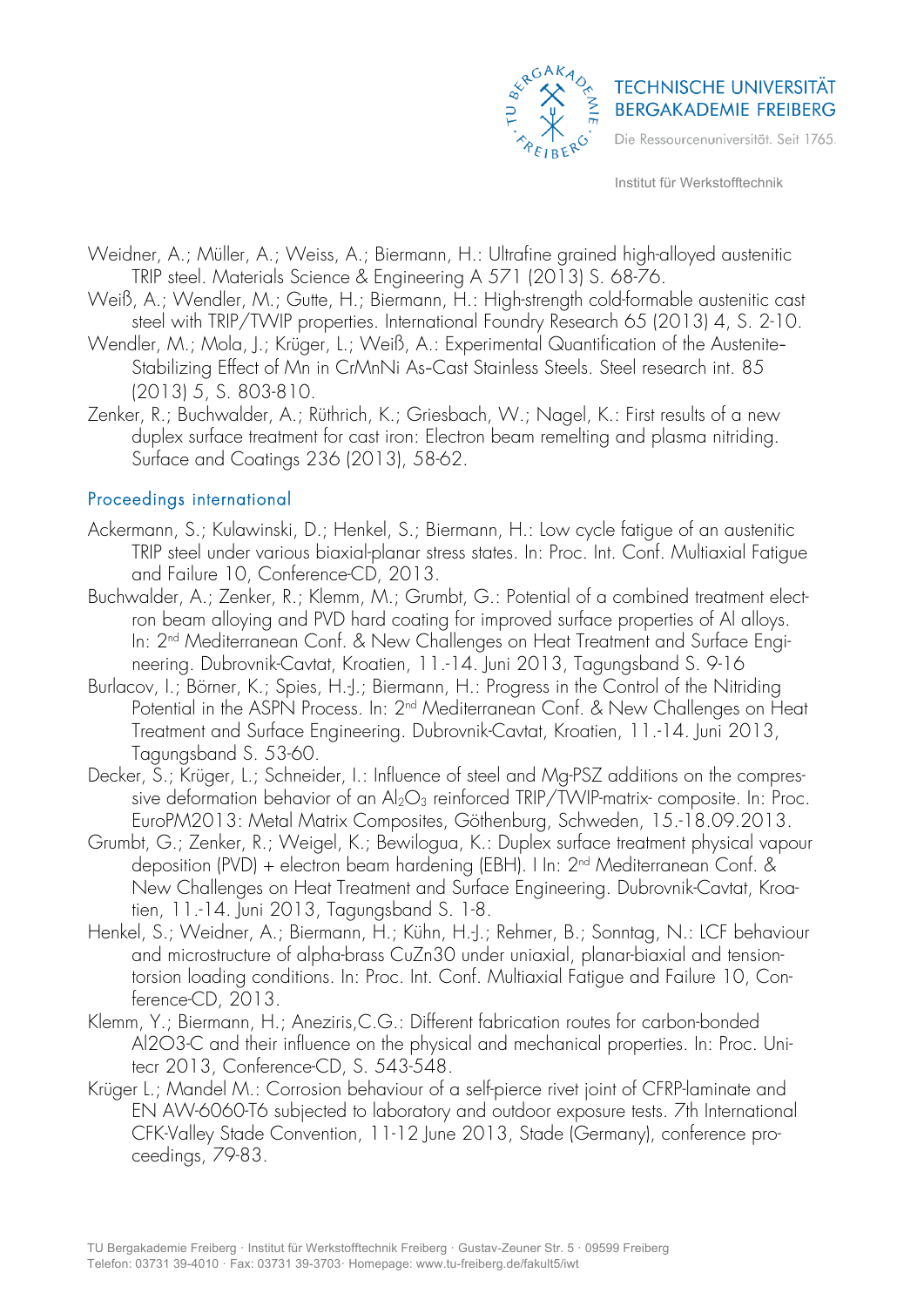Weidner, A.; Müller, A.; Weiss, A.; Biermann, H.: Ultrafine grained high-alloyed austenitic TRIP steel. Materials Science & Engineering A 571 (2013) S. 68-76.

Weiß, A.; Wendler, M.; Gutte, H.; Biermann, H.: High-strength cold-formable austenitic cast steel with TRIP/TWIP properties. International Foundry Research 65 (2013) 4, S. 2-10.

Wendler, M.; Mola, J.; Krüger, L.; Weiß, A.: Experimental Quantification of the Austenite-Stabilizing Effect of Mn in CrMnNi As-Cast Stainless Steels. Steel research int. 85 (2013) 5, S. 803-810.

Zenker, R.; Buchwalder, A.; Rüthrich, K.; Griesbach, W.; Nagel, K.: First results of a new duplex surface treatment for cast iron: Electron beam remelting and plasma nitriding. Surface and Coatings 236 (2013), 58-62.

## Proceedings international

Ackermann, S.; Kulawinski, D.; Henkel, S.; Biermann, H.: Low cycle fatigue of an austenitic TRIP steel under various biaxial-planar stress states. In: Proc. Int. Conf. Multiaxial Fatigue and Failure 10, Conference-CD, 2013.

Buchwalder, A.; Zenker, R.; Klemm, M.; Grumbt, G.: Potential of a combined treatment electron beam alloying and PVD hard coating for improved surface properties of Al alloys. In: 2nd Mediterranean Conf. & New Challenges on Heat Treatment and Surface Engineering. Dubrovnik-Cavtat, Kroatien, 11.-14. Juni 2013, Tagungsband S. 9-16

Burlacov, I.; Börner, K.; Spies, H.-J.; Biermann, H.: Progress in the Control of the Nitriding Potential in the ASPN Process. In: 2nd Mediterranean Conf. & New Challenges on Heat Treatment and Surface Engineering. Dubrovnik-Cavtat, Kroatien, 11.-14. Juni 2013, Tagungsband S. 53-60.

Decker, S.; Krüger, L.; Schneider, I.: Influence of steel and Mg-PSZ additions on the compressive deformation behavior of an $Al_2O_3$ reinforced TRIP/TWIP-matrix- composite. In: Proc. EuroPM2013: Metal Matrix Composites, Göthenburg, Schweden, 15.-18.09.2013.

Grumbt, G.; Zenker, R.; Weigel, K.; Bewilogua, K.: Duplex surface treatment physical vapour deposition (PVD) + electron beam hardening (EBH). I In: 2nd Mediterranean Conf. & New Challenges on Heat Treatment and Surface Engineering. Dubrovnik-Cavtat, Kroatien, 11.-14. Juni 2013, Tagungsband S. 1-8.

Henkel, S.; Weidner, A.; Biermann, H.; Kühn, H.-J.; Rehmer, B.; Sonntag, N.: LCF behaviour and microstructure of alpha-brass CuZn30 under uniaxial, planar-biaxial and tension-torsion loading conditions. In: Proc. Int. Conf. Multiaxial Fatigue and Failure 10, Conference-CD, 2013.

Klemm, Y.; Biermann, H.; Aneziris,C.G.: Different fabrication routes for carbon-bonded Al2O3-C and their influence on the physical and mechanical properties. In: Proc. Unitecr 2013, Conference-CD, S. 543-548.

Krüger L.; Mandel M.: Corrosion behaviour of a self-pierce rivet joint of CFRP-laminate and EN AW-6060-T6 subjected to laboratory and outdoor exposure tests. 7th International CFK-Valley Stade Convention, 11-12 June 2013, Stade (Germany), conference proceedings, 79-83.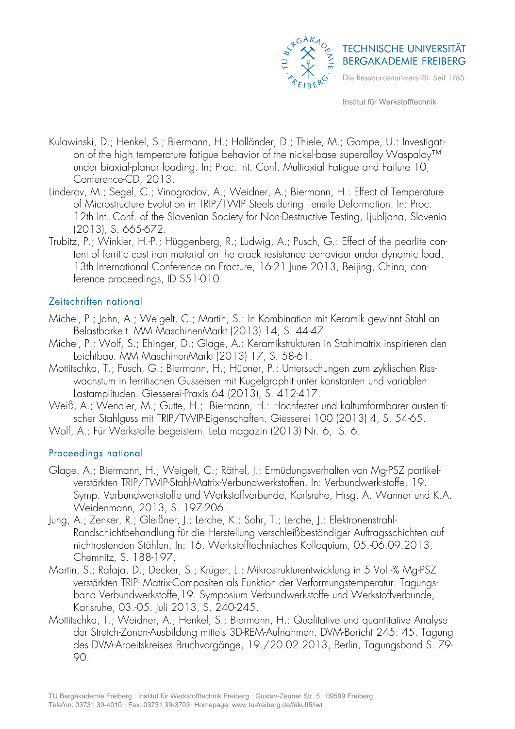Kulawinski, D.; Henkel, S.; Biermann, H.; Holländer, D.; Thiele, M.; Gampe, U.: Investigation of the high temperature fatigue behavior of the nickel-base superalloy Waspaloy™ under biaxial-planar loading. In: Proc. Int. Conf. Multiaxial Fatigue and Failure 10, Conference-CD, 2013.

Linderov, M.; Segel, C.; Vinogradov, A.; Weidner, A.; Biermann, H.: Effect of Temperature of Microstructure Evolution in TRIP/TWIP Steels during Tensile Deformation. In: Proc. 12th Int. Conf. of the Slovenian Society for Non-Destructive Testing, Ljubljana, Slovenia (2013), S. 665-672.

Trubitz, P.; Winkler, H.-P.; Hüggenberg, R.; Ludwig, A.; Pusch, G.: Effect of the pearlite content of ferritic cast iron material on the crack resistance behaviour under dynamic load. 13th International Conference on Fracture, 16-21 June 2013, Beijing, China, conference proceedings, ID S51-010.

## Zeitschriften national

Michel, P.; Jahn, A.; Weigelt, C.; Martin, S.: In Kombination mit Keramik gewinnt Stahl an Belastbarkeit. MM MaschinenMarkt (2013) 14, S. 44-47.

Michel, P.; Wolf, S.; Ehinger, D.; Glage, A.: Keramikstrukturen in Stahlmatrix inspirieren den Leichtbau. MM MaschinenMarkt (2013) 17, S. 58-61.

Mottitschka, T.; Pusch, G.; Biermann, H.; Hübner, P.: Untersuchungen zum zyklischen Risswachstum in ferritischen Gusseisen mit Kugelgraphit unter konstanten und variablen Lastamplituden. Giesserei-Praxis 64 (2013), S. 412-417.

Weiß, A.; Wendler, M.; Gutte, H.; Biermann, H.: Hochfester und kaltumformbarer austenitischer Stahlguss mit TRIP/TWIP-Eigenschaften. Giesserei 100 (2013) 4, S. 54-65.

Wolf, A.: Für Werkstoffe begeistern. LeLa magazin (2013) Nr. 6, S. 6.

## Proceedings national

Glage, A.; Biermann, H.; Weigelt, C.; Räthel, J.: Ermüdungsverhalten von Mg-PSZ partikelverstärkten TRIP/TWIP-Stahl-Matrix-Verbundwerkstoffen. In: Verbundwerk-stoffe, 19. Symp. Verbundwerkstoffe und Werkstoffverbunde, Karlsruhe, Hrsg. A. Wanner und K.A. Weidenmann, 2013, S. 197-206.

Jung, A.; Zenker, R.; Gleißner, J.; Lerche, K.; Sohr, T.; Lerche, J.: Elektronenstrahl-Randschichtbehandlung für die Herstellung verschleißbeständiger Auftragsschichten auf nichtrostenden Stählen, In: 16. Werkstofftechnisches Kolloquium, 05.-06.09.2013, Chemnitz, S. 188-197.

Martin, S.; Rafaja, D.; Decker, S.; Krüger, L.: Mikrostrukturentwicklung in 5 Vol.-% Mg-PSZ verstärkten TRIP- Matrix-Compositen als Funktion der Verformungstemperatur. Tagungsband Verbundwerkstoffe,19. Symposium Verbundwerkstoffe und Werkstoffverbunde, Karlsruhe, 03.-05. Juli 2013, S. 240-245.

Mottitschka, T.; Weidner, A.; Henkel, S.; Biermann, H.: Qualitative und quantitative Analyse der Stretch-Zonen-Ausbildung mittels 3D-REM-Aufnahmen. DVM-Bericht 245: 45. Tagung des DVM-Arbeitskreises Bruchvorgänge, 19./20.02.2013, Berlin, Tagungsband S. 79-90.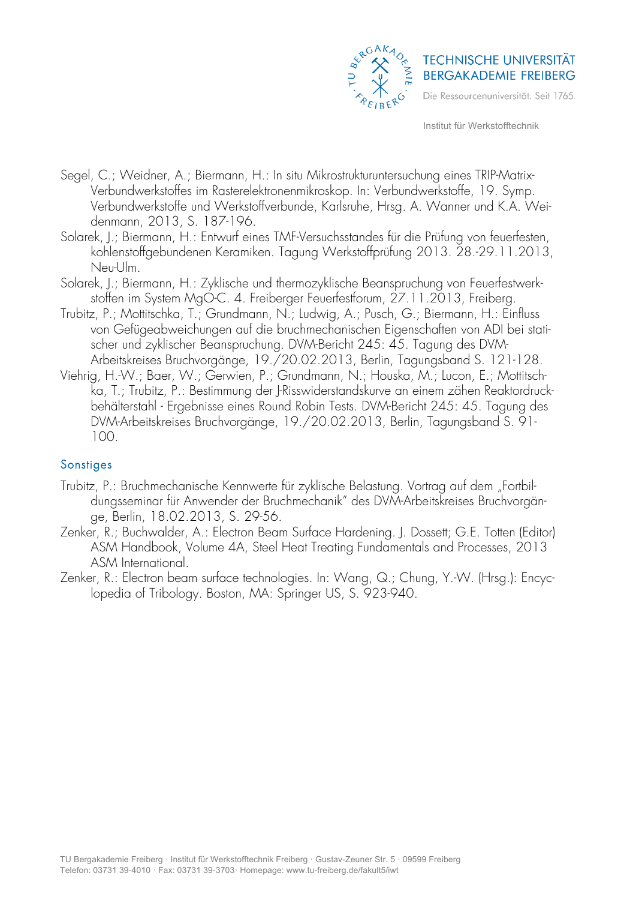Segel, C.; Weidner, A.; Biermann, H.: In situ Mikrostrukturuntersuchung eines TRIP-Matrix-Verbundwerkstoffes im Rasterelektronenmikroskop. In: Verbundwerkstoffe, 19. Symp. Verbundwerkstoffe und Werkstoffverbunde, Karlsruhe, Hrsg. A. Wanner und K.A. Weidenmann, 2013, S. 187-196.

Solarek, J.; Biermann, H.: Entwurf eines TMF-Versuchsstandes für die Prüfung von feuerfesten, kohlenstoffgebundenen Keramiken. Tagung Werkstoffprüfung 2013. 28.-29.11.2013, Neu-Ulm.

Solarek, J.; Biermann, H.: Zyklische und thermozyklische Beanspruchung von Feuerfestwerkstoffen im System MgO-C. 4. Freiberger Feuerfestforum, 27.11.2013, Freiberg.

Trubitz, P.; Mottitschka, T.; Grundmann, N.; Ludwig, A.; Pusch, G.; Biermann, H.: Einfluss von Gefügeabweichungen auf die bruchmechanischen Eigenschaften von ADI bei statischer und zyklischer Beanspruchung. DVM-Bericht 245: 45. Tagung des DVM-Arbeitskreises Bruchvorgänge, 19./20.02.2013, Berlin, Tagungsband S. 121-128.

Viehrig, H.-W.; Baer, W.; Gerwien, P.; Grundmann, N.; Houska, M.; Lucon, E.; Mottitschka, T.; Trubitz, P.: Bestimmung der J-Risswiderstandskurve an einem zähen Reaktordruckbehälterstahl - Ergebnisse eines Round Robin Tests. DVM-Bericht 245: 45. Tagung des DVM-Arbeitskreises Bruchvorgänge, 19./20.02.2013, Berlin, Tagungsband S. 91-100.

## Sonstiges

Trubitz, P.: Bruchmechanische Kennwerte für zyklische Belastung. Vortrag auf dem „Fortbildungsseminar für Anwender der Bruchmechanik" des DVM-Arbeitskreises Bruchvorgänge, Berlin, 18.02.2013, S. 29-56.

Zenker, R.; Buchwalder, A.: Electron Beam Surface Hardening. J. Dossett; G.E. Totten (Editor) ASM Handbook, Volume 4A, Steel Heat Treating Fundamentals and Processes, 2013 ASM International.

Zenker, R.: Electron beam surface technologies. In: Wang, Q.; Chung, Y.-W. (Hrsg.): Encyclopedia of Tribology. Boston, MA: Springer US, S. 923-940.